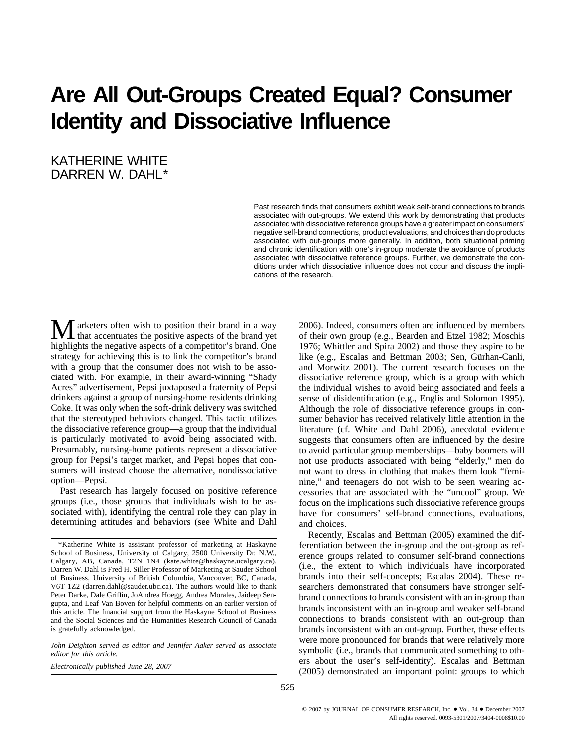# Are All Out-Groups Created Equal? Consumer Identity and Dissociative Influence

KATHERINE WHITE
DARREN W. DAHL*

Past research finds that consumers exhibit weak self-brand connections to brands associated with out-groups. We extend this work by demonstrating that products associated with dissociative reference groups have a greater impact on consumers' negative self-brand connections, product evaluations, and choices than do products associated with out-groups more generally. In addition, both situational priming and chronic identification with one's in-group moderate the avoidance of products associated with dissociative reference groups. Further, we demonstrate the conditions under which dissociative influence does not occur and discuss the implications of the research.

Marketers often wish to position their brand in a way that accentuates the positive aspects of the brand yet highlights the negative aspects of a competitor's brand. One strategy for achieving this is to link the competitor's brand with a group that the consumer does not wish to be associated with. For example, in their award-winning "Shady Acres" advertisement, Pepsi juxtaposed a fraternity of Pepsi drinkers against a group of nursing-home residents drinking Coke. It was only when the soft-drink delivery was switched that the stereotyped behaviors changed. This tactic utilizes the dissociative reference group—a group that the individual is particularly motivated to avoid being associated with. Presumably, nursing-home patients represent a dissociative group for Pepsi's target market, and Pepsi hopes that consumers will instead choose the alternative, nondissociative option—Pepsi.

Past research has largely focused on positive reference groups (i.e., those groups that individuals wish to be associated with), identifying the central role they can play in determining attitudes and behaviors (see White and Dahl 2006). Indeed, consumers often are influenced by members of their own group (e.g., Bearden and Etzel 1982; Moschis 1976; Whittler and Spira 2002) and those they aspire to be like (e.g., Escalas and Bettman 2003; Sen, Gürhan-Canli, and Morwitz 2001). The current research focuses on the dissociative reference group, which is a group with which the individual wishes to avoid being associated and feels a sense of disidentification (e.g., Englis and Solomon 1995). Although the role of dissociative reference groups in consumer behavior has received relatively little attention in the literature (cf. White and Dahl 2006), anecdotal evidence suggests that consumers often are influenced by the desire to avoid particular group memberships—baby boomers will not use products associated with being "elderly," men do not want to dress in clothing that makes them look "feminine," and teenagers do not wish to be seen wearing accessories that are associated with the "uncool" group. We focus on the implications such dissociative reference groups have for consumers' self-brand connections, evaluations, and choices.

Recently, Escalas and Bettman (2005) examined the differentiation between the in-group and the out-group as reference groups related to consumer self-brand connections (i.e., the extent to which individuals have incorporated brands into their self-concepts; Escalas 2004). These researchers demonstrated that consumers have stronger self-brand connections to brands consistent with an in-group than brands inconsistent with an in-group and weaker self-brand connections to brands consistent with an out-group than brands inconsistent with an out-group. Further, these effects were more pronounced for brands that were relatively more symbolic (i.e., brands that communicated something to others about the user's self-identity). Escalas and Bettman (2005) demonstrated an important point: groups to which

*Katherine White is assistant professor of marketing at Haskayne School of Business, University of Calgary, 2500 University Dr. N.W., Calgary, AB, Canada, T2N 1N4 (kate.white@haskayne.ucalgary.ca). Darren W. Dahl is Fred H. Siller Professor of Marketing at Sauder School of Business, University of British Columbia, Vancouver, BC, Canada, V6T 1Z2 (darren.dahl@sauder.ubc.ca). The authors would like to thank Peter Darke, Dale Griffin, JoAndrea Hoegg, Andrea Morales, Jaideep Sengupta, and Leaf Van Boven for helpful comments on an earlier version of this article. The financial support from the Haskayne School of Business and the Social Sciences and the Humanities Research Council of Canada is gratefully acknowledged.

*John Deighton served as editor and Jennifer Aaker served as associate editor for this article.*

*Electronically published June 28, 2007*

© 2007 by JOURNAL OF CONSUMER RESEARCH, Inc. • Vol. 34 • December 2007
All rights reserved. 0093-5301/2007/3404-0008$10.00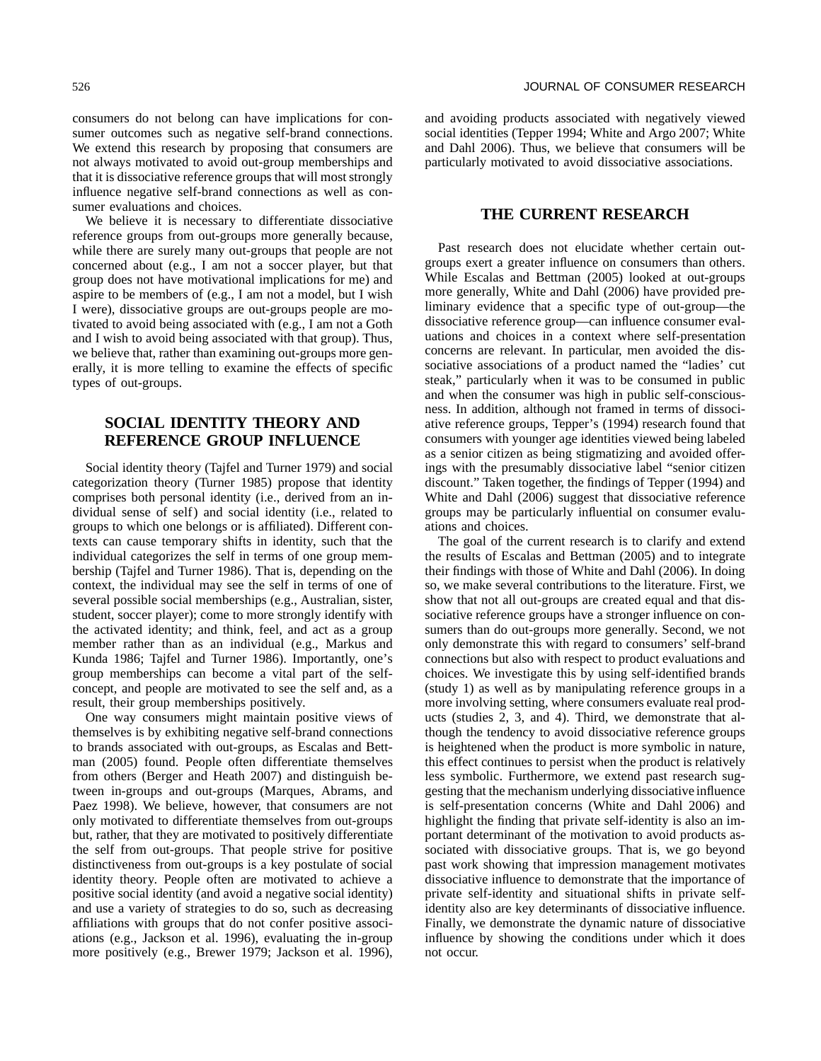consumers do not belong can have implications for consumer outcomes such as negative self-brand connections. We extend this research by proposing that consumers are not always motivated to avoid out-group memberships and that it is dissociative reference groups that will most strongly influence negative self-brand connections as well as consumer evaluations and choices.

We believe it is necessary to differentiate dissociative reference groups from out-groups more generally because, while there are surely many out-groups that people are not concerned about (e.g., I am not a soccer player, but that group does not have motivational implications for me) and aspire to be members of (e.g., I am not a model, but I wish I were), dissociative groups are out-groups people are motivated to avoid being associated with (e.g., I am not a Goth and I wish to avoid being associated with that group). Thus, we believe that, rather than examining out-groups more generally, it is more telling to examine the effects of specific types of out-groups.

## SOCIAL IDENTITY THEORY AND REFERENCE GROUP INFLUENCE

Social identity theory (Tajfel and Turner 1979) and social categorization theory (Turner 1985) propose that identity comprises both personal identity (i.e., derived from an individual sense of self) and social identity (i.e., related to groups to which one belongs or is affiliated). Different contexts can cause temporary shifts in identity, such that the individual categorizes the self in terms of one group membership (Tajfel and Turner 1986). That is, depending on the context, the individual may see the self in terms of one of several possible social memberships (e.g., Australian, sister, student, soccer player); come to more strongly identify with the activated identity; and think, feel, and act as a group member rather than as an individual (e.g., Markus and Kunda 1986; Tajfel and Turner 1986). Importantly, one's group memberships can become a vital part of the self-concept, and people are motivated to see the self and, as a result, their group memberships positively.

One way consumers might maintain positive views of themselves is by exhibiting negative self-brand connections to brands associated with out-groups, as Escalas and Bettman (2005) found. People often differentiate themselves from others (Berger and Heath 2007) and distinguish between in-groups and out-groups (Marques, Abrams, and Paez 1998). We believe, however, that consumers are not only motivated to differentiate themselves from out-groups but, rather, that they are motivated to positively differentiate the self from out-groups. That people strive for positive distinctiveness from out-groups is a key postulate of social identity theory. People often are motivated to achieve a positive social identity (and avoid a negative social identity) and use a variety of strategies to do so, such as decreasing affiliations with groups that do not confer positive associations (e.g., Jackson et al. 1996), evaluating the in-group more positively (e.g., Brewer 1979; Jackson et al. 1996), and avoiding products associated with negatively viewed social identities (Tepper 1994; White and Argo 2007; White and Dahl 2006). Thus, we believe that consumers will be particularly motivated to avoid dissociative associations.

## THE CURRENT RESEARCH

Past research does not elucidate whether certain out-groups exert a greater influence on consumers than others. While Escalas and Bettman (2005) looked at out-groups more generally, White and Dahl (2006) have provided preliminary evidence that a specific type of out-group—the dissociative reference group—can influence consumer evaluations and choices in a context where self-presentation concerns are relevant. In particular, men avoided the dissociative associations of a product named the "ladies' cut steak," particularly when it was to be consumed in public and when the consumer was high in public self-consciousness. In addition, although not framed in terms of dissociative reference groups, Tepper's (1994) research found that consumers with younger age identities viewed being labeled as a senior citizen as being stigmatizing and avoided offerings with the presumably dissociative label "senior citizen discount." Taken together, the findings of Tepper (1994) and White and Dahl (2006) suggest that dissociative reference groups may be particularly influential on consumer evaluations and choices.

The goal of the current research is to clarify and extend the results of Escalas and Bettman (2005) and to integrate their findings with those of White and Dahl (2006). In doing so, we make several contributions to the literature. First, we show that not all out-groups are created equal and that dissociative reference groups have a stronger influence on consumers than do out-groups more generally. Second, we not only demonstrate this with regard to consumers' self-brand connections but also with respect to product evaluations and choices. We investigate this by using self-identified brands (study 1) as well as by manipulating reference groups in a more involving setting, where consumers evaluate real products (studies 2, 3, and 4). Third, we demonstrate that although the tendency to avoid dissociative reference groups is heightened when the product is more symbolic in nature, this effect continues to persist when the product is relatively less symbolic. Furthermore, we extend past research suggesting that the mechanism underlying dissociative influence is self-presentation concerns (White and Dahl 2006) and highlight the finding that private self-identity is also an important determinant of the motivation to avoid products associated with dissociative groups. That is, we go beyond past work showing that impression management motivates dissociative influence to demonstrate that the importance of private self-identity and situational shifts in private self-identity also are key determinants of dissociative influence. Finally, we demonstrate the dynamic nature of dissociative influence by showing the conditions under which it does not occur.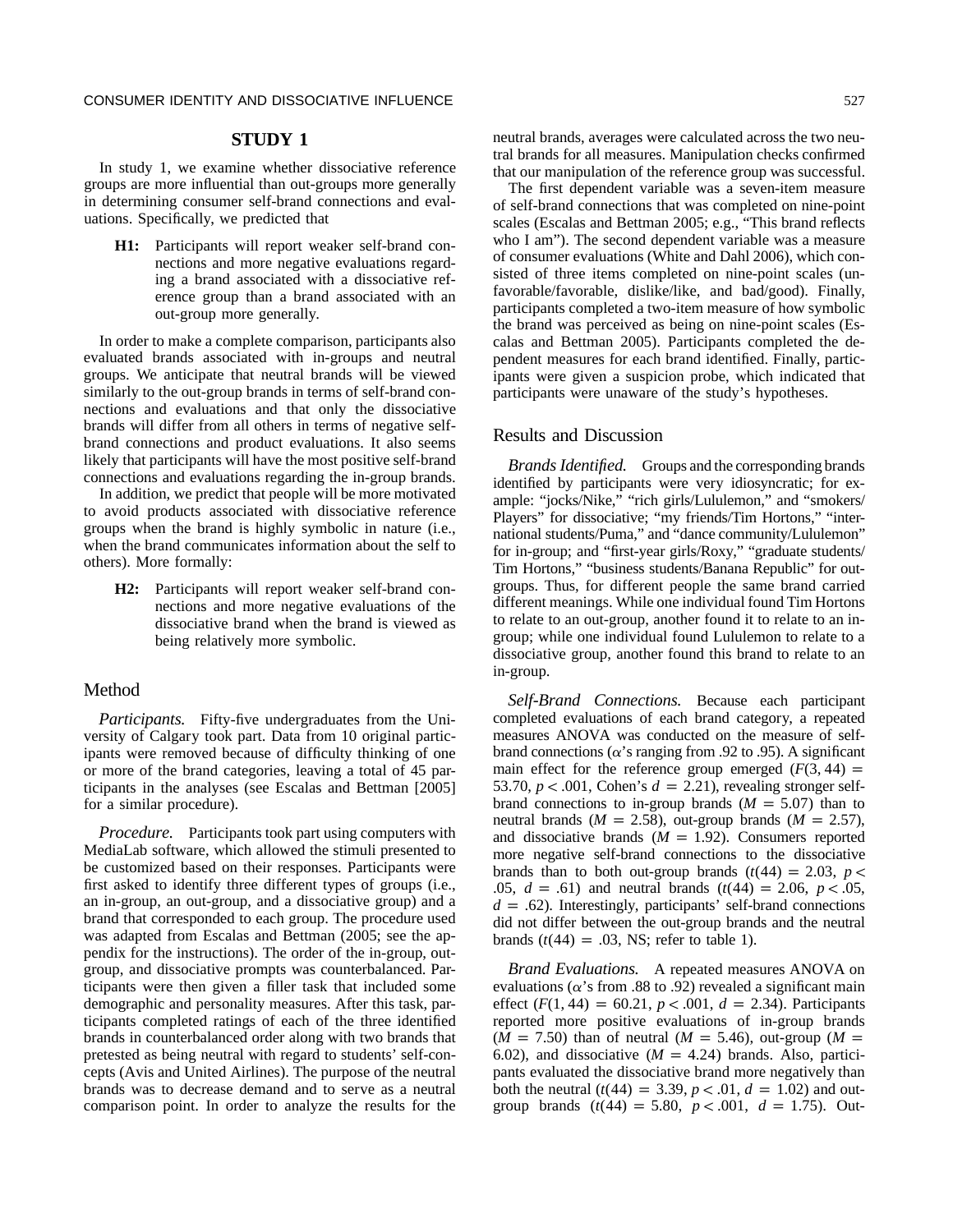## STUDY 1

In study 1, we examine whether dissociative reference groups are more influential than out-groups more generally in determining consumer self-brand connections and evaluations. Specifically, we predicted that

> **H1:** Participants will report weaker self-brand connections and more negative evaluations regarding a brand associated with a dissociative reference group than a brand associated with an out-group more generally.

In order to make a complete comparison, participants also evaluated brands associated with in-groups and neutral groups. We anticipate that neutral brands will be viewed similarly to the out-group brands in terms of self-brand connections and evaluations and that only the dissociative brands will differ from all others in terms of negative self-brand connections and product evaluations. It also seems likely that participants will have the most positive self-brand connections and evaluations regarding the in-group brands.

In addition, we predict that people will be more motivated to avoid products associated with dissociative reference groups when the brand is highly symbolic in nature (i.e., when the brand communicates information about the self to others). More formally:

> **H2:** Participants will report weaker self-brand connections and more negative evaluations of the dissociative brand when the brand is viewed as being relatively more symbolic.

### Method

*Participants.* Fifty-five undergraduates from the University of Calgary took part. Data from 10 original participants were removed because of difficulty thinking of one or more of the brand categories, leaving a total of 45 participants in the analyses (see Escalas and Bettman [2005] for a similar procedure).

*Procedure.* Participants took part using computers with MediaLab software, which allowed the stimuli presented to be customized based on their responses. Participants were first asked to identify three different types of groups (i.e., an in-group, an out-group, and a dissociative group) and a brand that corresponded to each group. The procedure used was adapted from Escalas and Bettman (2005; see the appendix for the instructions). The order of the in-group, out-group, and dissociative prompts was counterbalanced. Participants were then given a filler task that included some demographic and personality measures. After this task, participants completed ratings of each of the three identified brands in counterbalanced order along with two brands that pretested as being neutral with regard to students' self-concepts (Avis and United Airlines). The purpose of the neutral brands was to decrease demand and to serve as a neutral comparison point. In order to analyze the results for the neutral brands, averages were calculated across the two neutral brands for all measures. Manipulation checks confirmed that our manipulation of the reference group was successful.

The first dependent variable was a seven-item measure of self-brand connections that was completed on nine-point scales (Escalas and Bettman 2005; e.g., "This brand reflects who I am"). The second dependent variable was a measure of consumer evaluations (White and Dahl 2006), which consisted of three items completed on nine-point scales (unfavorable/favorable, dislike/like, and bad/good). Finally, participants completed a two-item measure of how symbolic the brand was perceived as being on nine-point scales (Escalas and Bettman 2005). Participants completed the dependent measures for each brand identified. Finally, participants were given a suspicion probe, which indicated that participants were unaware of the study's hypotheses.

### Results and Discussion

*Brands Identified.* Groups and the corresponding brands identified by participants were very idiosyncratic; for example: "jocks/Nike," "rich girls/Lululemon," and "smokers/Players" for dissociative; "my friends/Tim Hortons," "international students/Puma," and "dance community/Lululemon" for in-group; and "first-year girls/Roxy," "graduate students/Tim Hortons," "business students/Banana Republic" for out-groups. Thus, for different people the same brand carried different meanings. While one individual found Tim Hortons to relate to an out-group, another found it to relate to an in-group; while one individual found Lululemon to relate to a dissociative group, another found this brand to relate to an in-group.

*Self-Brand Connections.* Because each participant completed evaluations of each brand category, a repeated measures ANOVA was conducted on the measure of self-brand connections ($\alpha$'s ranging from .92 to .95). A significant main effect for the reference group emerged ($F(3, 44) = 53.70$, $p < .001$, Cohen's $d = 2.21$), revealing stronger self-brand connections to in-group brands ($M = 5.07$) than to neutral brands ($M = 2.58$), out-group brands ($M = 2.57$), and dissociative brands ($M = 1.92$). Consumers reported more negative self-brand connections to the dissociative brands than to both out-group brands ($t(44) = 2.03$, $p < .05$, $d = .61$) and neutral brands ($t(44) = 2.06$, $p < .05$, $d = .62$). Interestingly, participants' self-brand connections did not differ between the out-group brands and the neutral brands ($t(44) = .03$, NS; refer to table 1).

*Brand Evaluations.* A repeated measures ANOVA on evaluations ($\alpha$'s from .88 to .92) revealed a significant main effect ($F(1, 44) = 60.21$, $p < .001$, $d = 2.34$). Participants reported more positive evaluations of in-group brands ($M = 7.50$) than of neutral ($M = 5.46$), out-group ($M = 6.02$), and dissociative ($M = 4.24$) brands. Also, participants evaluated the dissociative brand more negatively than both the neutral ($t(44) = 3.39$, $p < .01$, $d = 1.02$) and out-group brands ($t(44) = 5.80$, $p < .001$, $d = 1.75$). Out-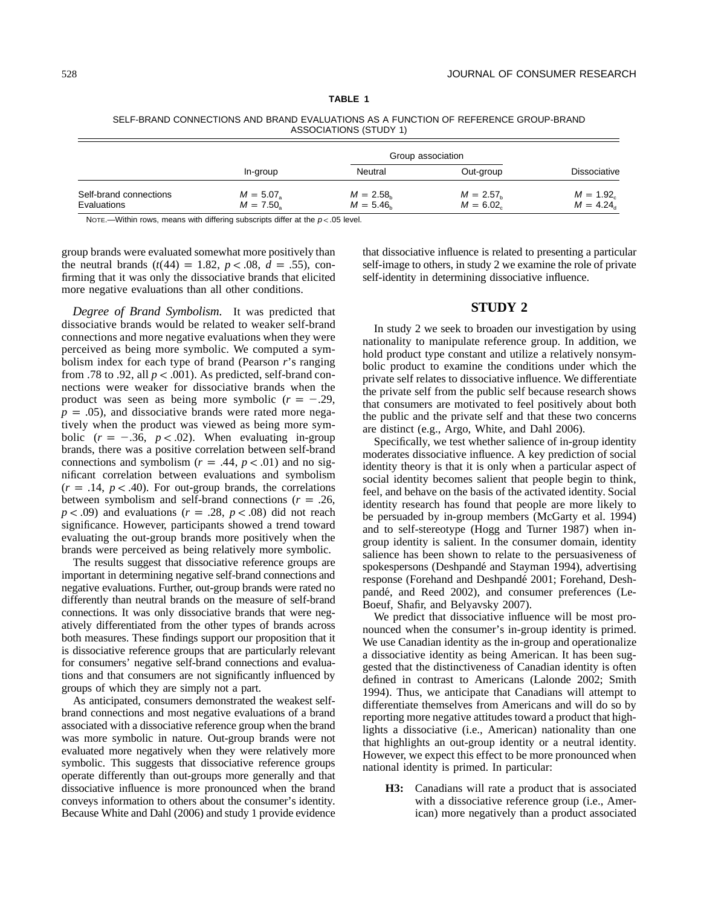**TABLE 1**

SELF-BRAND CONNECTIONS AND BRAND EVALUATIONS AS A FUNCTION OF REFERENCE GROUP-BRAND ASSOCIATIONS (STUDY 1)

| | | Group association | | |
|---|---|---|---|---|
| | In-group | Neutral | Out-group | Dissociative |
| Self-brand connections | $M = 5.07_a$ | $M = 2.58_b$ | $M = 2.57_b$ | $M = 1.92_c$ |
| Evaluations | $M = 7.50_a$ | $M = 5.46_b$ | $M = 6.02_c$ | $M = 4.24_d$ |

NOTE.—Within rows, means with differing subscripts differ at the $p < .05$ level.

group brands were evaluated somewhat more positively than the neutral brands ($t(44) = 1.82$, $p < .08$, $d = .55$), confirming that it was only the dissociative brands that elicited more negative evaluations than all other conditions.

*Degree of Brand Symbolism.* It was predicted that dissociative brands would be related to weaker self-brand connections and more negative evaluations when they were perceived as being more symbolic. We computed a symbolism index for each type of brand (Pearson $r$'s ranging from .78 to .92, all $p < .001$). As predicted, self-brand connections were weaker for dissociative brands when the product was seen as being more symbolic ($r = -.29$, $p = .05$), and dissociative brands were rated more negatively when the product was viewed as being more symbolic ($r = -.36$, $p < .02$). When evaluating in-group brands, there was a positive correlation between self-brand connections and symbolism ($r = .44$, $p < .01$) and no significant correlation between evaluations and symbolism ($r = .14$, $p < .40$). For out-group brands, the correlations between symbolism and self-brand connections ($r = .26$, $p < .09$) and evaluations ($r = .28$, $p < .08$) did not reach significance. However, participants showed a trend toward evaluating the out-group brands more positively when the brands were perceived as being relatively more symbolic.

The results suggest that dissociative reference groups are important in determining negative self-brand connections and negative evaluations. Further, out-group brands were rated no differently than neutral brands on the measure of self-brand connections. It was only dissociative brands that were negatively differentiated from the other types of brands across both measures. These findings support our proposition that it is dissociative reference groups that are particularly relevant for consumers' negative self-brand connections and evaluations and that consumers are not significantly influenced by groups of which they are simply not a part.

As anticipated, consumers demonstrated the weakest self-brand connections and most negative evaluations of a brand associated with a dissociative reference group when the brand was more symbolic in nature. Out-group brands were not evaluated more negatively when they were relatively more symbolic. This suggests that dissociative reference groups operate differently than out-groups more generally and that dissociative influence is more pronounced when the brand conveys information to others about the consumer's identity. Because White and Dahl (2006) and study 1 provide evidence that dissociative influence is related to presenting a particular self-image to others, in study 2 we examine the role of private self-identity in determining dissociative influence.

## STUDY 2

In study 2 we seek to broaden our investigation by using nationality to manipulate reference group. In addition, we hold product type constant and utilize a relatively nonsymbolic product to examine the conditions under which the private self relates to dissociative influence. We differentiate the private self from the public self because research shows that consumers are motivated to feel positively about both the public and the private self and that these two concerns are distinct (e.g., Argo, White, and Dahl 2006).

Specifically, we test whether salience of in-group identity moderates dissociative influence. A key prediction of social identity theory is that it is only when a particular aspect of social identity becomes salient that people begin to think, feel, and behave on the basis of the activated identity. Social identity research has found that people are more likely to be persuaded by in-group members (McGarty et al. 1994) and to self-stereotype (Hogg and Turner 1987) when in-group identity is salient. In the consumer domain, identity salience has been shown to relate to the persuasiveness of spokespersons (Deshpandé and Stayman 1994), advertising response (Forehand and Deshpandé 2001; Forehand, Deshpandé, and Reed 2002), and consumer preferences (LeBoeuf, Shafir, and Belyavsky 2007).

We predict that dissociative influence will be most pronounced when the consumer's in-group identity is primed. We use Canadian identity as the in-group and operationalize a dissociative identity as being American. It has been suggested that the distinctiveness of Canadian identity is often defined in contrast to Americans (Lalonde 2002; Smith 1994). Thus, we anticipate that Canadians will attempt to differentiate themselves from Americans and will do so by reporting more negative attitudes toward a product that highlights a dissociative (i.e., American) nationality than one that highlights an out-group identity or a neutral identity. However, we expect this effect to be more pronounced when national identity is primed. In particular:

> **H3:** Canadians will rate a product that is associated with a dissociative reference group (i.e., American) more negatively than a product associated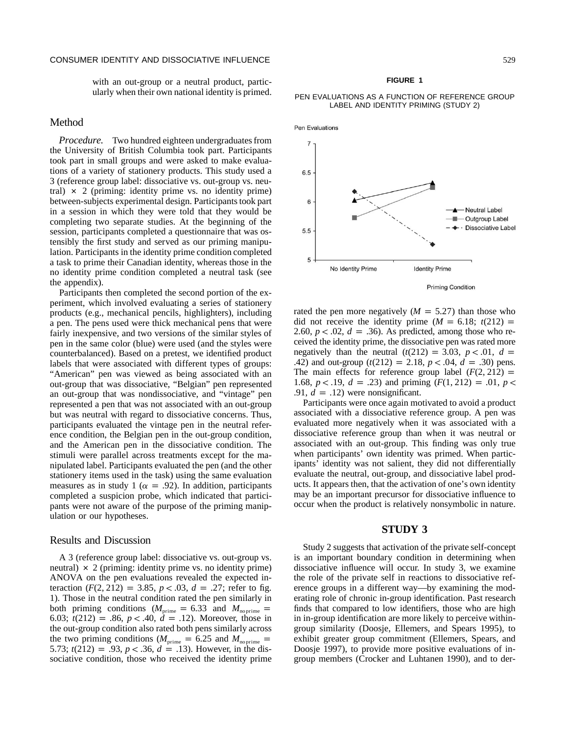with an out-group or a neutral product, particularly when their own national identity is primed.

## Method

*Procedure.* Two hundred eighteen undergraduates from the University of British Columbia took part. Participants took part in small groups and were asked to make evaluations of a variety of stationery products. This study used a 3 (reference group label: dissociative vs. out-group vs. neutral) × 2 (priming: identity prime vs. no identity prime) between-subjects experimental design. Participants took part in a session in which they were told that they would be completing two separate studies. At the beginning of the session, participants completed a questionnaire that was ostensibly the first study and served as our priming manipulation. Participants in the identity prime condition completed a task to prime their Canadian identity, whereas those in the no identity prime condition completed a neutral task (see the appendix).

Participants then completed the second portion of the experiment, which involved evaluating a series of stationery products (e.g., mechanical pencils, highlighters), including a pen. The pens used were thick mechanical pens that were fairly inexpensive, and two versions of the similar styles of pen in the same color (blue) were used (and the styles were counterbalanced). Based on a pretest, we identified product labels that were associated with different types of groups: "American" pen was viewed as being associated with an out-group that was dissociative, "Belgian" pen represented an out-group that was nondissociative, and "vintage" pen represented a pen that was not associated with an out-group but was neutral with regard to dissociative concerns. Thus, participants evaluated the vintage pen in the neutral reference condition, the Belgian pen in the out-group condition, and the American pen in the dissociative condition. The stimuli were parallel across treatments except for the manipulated label. Participants evaluated the pen (and the other stationery items used in the task) using the same evaluation measures as in study 1 ($\alpha = .92$). In addition, participants completed a suspicion probe, which indicated that participants were not aware of the purpose of the priming manipulation or our hypotheses.

## Results and Discussion

A 3 (reference group label: dissociative vs. out-group vs. neutral) × 2 (priming: identity prime vs. no identity prime) ANOVA on the pen evaluations revealed the expected interaction ($F(2, 212) = 3.85$, $p < .03$, $d = .27$; refer to fig. 1). Those in the neutral condition rated the pen similarly in both priming conditions ($M_{\text{prime}} = 6.33$ and $M_{\text{no prime}} = 6.03$; $t(212) = .86$, $p < .40$, $d = .12$). Moreover, those in the out-group condition also rated both pens similarly across the two priming conditions ($M_{\text{prime}} = 6.25$ and $M_{\text{no prime}} = 5.73$; $t(212) = .93$, $p < .36$, $d = .13$). However, in the dissociative condition, those who received the identity prime rated the pen more negatively ($M = 5.27$) than those who did not receive the identity prime ($M = 6.18$; $t(212) = 2.60$, $p < .02$, $d = .36$). As predicted, among those who received the identity prime, the dissociative pen was rated more negatively than the neutral ($t(212) = 3.03$, $p < .01$, $d = .42$) and out-group ($t(212) = 2.18$, $p < .04$, $d = .30$) pens. The main effects for reference group label ($F(2, 212) = 1.68$, $p < .19$, $d = .23$) and priming ($F(1, 212) = .01$, $p < .91$, $d = .12$) were nonsignificant.

**FIGURE 1**

PEN EVALUATIONS AS A FUNCTION OF REFERENCE GROUP LABEL AND IDENTITY PRIMING (STUDY 2)

Pen Evaluations

7
6.5
6
5.5
5

No Identity Prime
Identity Prime

Priming Condition

Neutral Label
Outgroup Label
Dissociative Label

Participants were once again motivated to avoid a product associated with a dissociative reference group. A pen was evaluated more negatively when it was associated with a dissociative reference group than when it was neutral or associated with an out-group. This finding was only true when participants' own identity was primed. When participants' identity was not salient, they did not differentially evaluate the neutral, out-group, and dissociative label products. It appears then, that the activation of one's own identity may be an important precursor for dissociative influence to occur when the product is relatively nonsymbolic in nature.

# STUDY 3

Study 2 suggests that activation of the private self-concept is an important boundary condition in determining when dissociative influence will occur. In study 3, we examine the role of the private self in reactions to dissociative reference groups in a different way—by examining the moderating role of chronic in-group identification. Past research finds that compared to low identifiers, those who are high in in-group identification are more likely to perceive within-group similarity (Doosje, Ellemers, and Spears 1995), to exhibit greater group commitment (Ellemers, Spears, and Doosje 1997), to provide more positive evaluations of in-group members (Crocker and Luhtanen 1990), and to der-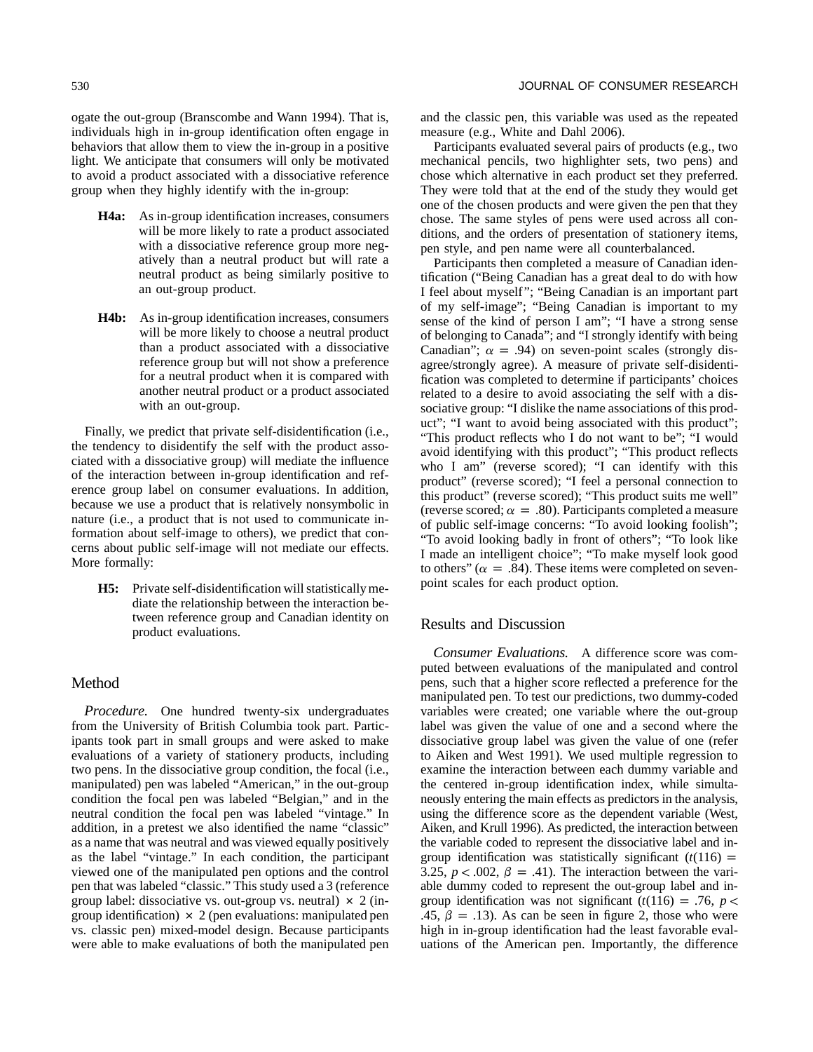ogate the out-group (Branscombe and Wann 1994). That is, individuals high in in-group identification often engage in behaviors that allow them to view the in-group in a positive light. We anticipate that consumers will only be motivated to avoid a product associated with a dissociative reference group when they highly identify with the in-group:

- **H4a:** As in-group identification increases, consumers will be more likely to rate a product associated with a dissociative reference group more negatively than a neutral product but will rate a neutral product as being similarly positive to an out-group product.

- **H4b:** As in-group identification increases, consumers will be more likely to choose a neutral product than a product associated with a dissociative reference group but will not show a preference for a neutral product when it is compared with another neutral product or a product associated with an out-group.

Finally, we predict that private self-disidentification (i.e., the tendency to disidentify the self with the product associated with a dissociative group) will mediate the influence of the interaction between in-group identification and reference group label on consumer evaluations. In addition, because we use a product that is relatively nonsymbolic in nature (i.e., a product that is not used to communicate information about self-image to others), we predict that concerns about public self-image will not mediate our effects. More formally:

- **H5:** Private self-disidentification will statistically mediate the relationship between the interaction between reference group and Canadian identity on product evaluations.

## Method

*Procedure.* One hundred twenty-six undergraduates from the University of British Columbia took part. Participants took part in small groups and were asked to make evaluations of a variety of stationery products, including two pens. In the dissociative group condition, the focal (i.e., manipulated) pen was labeled "American," in the out-group condition the focal pen was labeled "Belgian," and in the neutral condition the focal pen was labeled "vintage." In addition, in a pretest we also identified the name "classic" as a name that was neutral and was viewed equally positively as the label "vintage." In each condition, the participant viewed one of the manipulated pen options and the control pen that was labeled "classic." This study used a 3 (reference group label: dissociative vs. out-group vs. neutral) $\times$ 2 (in-group identification) $\times$ 2 (pen evaluations: manipulated pen vs. classic pen) mixed-model design. Because participants were able to make evaluations of both the manipulated pen and the classic pen, this variable was used as the repeated measure (e.g., White and Dahl 2006).

Participants evaluated several pairs of products (e.g., two mechanical pencils, two highlighter sets, two pens) and chose which alternative in each product set they preferred. They were told that at the end of the study they would get one of the chosen products and were given the pen that they chose. The same styles of pens were used across all conditions, and the orders of presentation of stationery items, pen style, and pen name were all counterbalanced.

Participants then completed a measure of Canadian identification ("Being Canadian has a great deal to do with how I feel about myself"; "Being Canadian is an important part of my self-image"; "Being Canadian is important to my sense of the kind of person I am"; "I have a strong sense of belonging to Canada"; and "I strongly identify with being Canadian"; $\alpha = .94$) on seven-point scales (strongly disagree/strongly agree). A measure of private self-disidentification was completed to determine if participants' choices related to a desire to avoid associating the self with a dissociative group: "I dislike the name associations of this product"; "I want to avoid being associated with this product"; "This product reflects who I do not want to be"; "I would avoid identifying with this product"; "This product reflects who I am" (reverse scored); "I can identify with this product" (reverse scored); "I feel a personal connection to this product" (reverse scored); "This product suits me well" (reverse scored; $\alpha = .80$). Participants completed a measure of public self-image concerns: "To avoid looking foolish"; "To avoid looking badly in front of others"; "To look like I made an intelligent choice"; "To make myself look good to others" ($\alpha = .84$). These items were completed on seven-point scales for each product option.

## Results and Discussion

*Consumer Evaluations.* A difference score was computed between evaluations of the manipulated and control pens, such that a higher score reflected a preference for the manipulated pen. To test our predictions, two dummy-coded variables were created; one variable where the out-group label was given the value of one and a second where the dissociative group label was given the value of one (refer to Aiken and West 1991). We used multiple regression to examine the interaction between each dummy variable and the centered in-group identification index, while simultaneously entering the main effects as predictors in the analysis, using the difference score as the dependent variable (West, Aiken, and Krull 1996). As predicted, the interaction between the variable coded to represent the dissociative label and in-group identification was statistically significant ($t(116) = 3.25$, $p < .002$, $\beta = .41$). The interaction between the variable dummy coded to represent the out-group label and in-group identification was not significant ($t(116) = .76$, $p < .45$, $\beta = .13$). As can be seen in figure 2, those who were high in in-group identification had the least favorable evaluations of the American pen. Importantly, the difference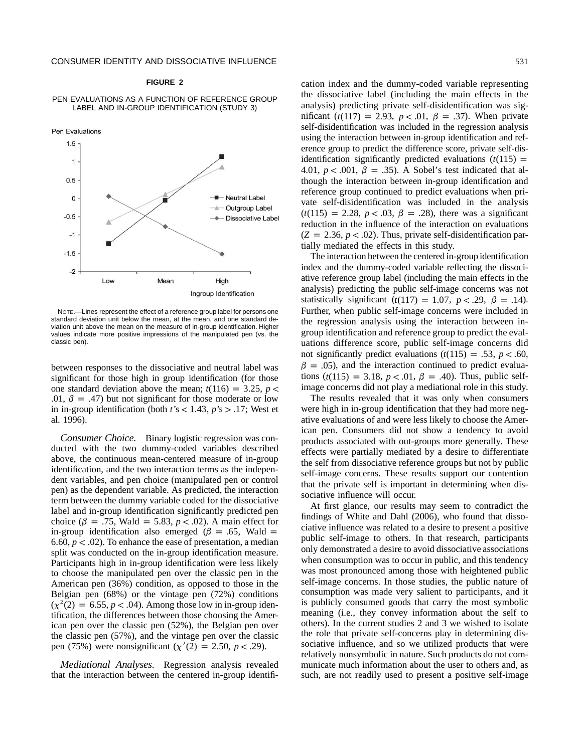**FIGURE 2**

PEN EVALUATIONS AS A FUNCTION OF REFERENCE GROUP LABEL AND IN-GROUP IDENTIFICATION (STUDY 3)

Pen Evaluations

1.5
1
0.5
0
-0.5
-1
-1.5
-2

Low
Mean
High

Ingroup Identification

Neutral Label
Outgroup Label
Dissociative Label

NOTE.—Lines represent the effect of a reference group label for persons one standard deviation unit below the mean, at the mean, and one standard deviation unit above the mean on the measure of in-group identification. Higher values indicate more positive impressions of the manipulated pen (vs. the classic pen).

between responses to the dissociative and neutral label was significant for those high in group identification (for those one standard deviation above the mean; $t(116) = 3.25$, $p < .01$, $\beta = .47$) but not significant for those moderate or low in in-group identification (both $t$'s $< 1.43$, $p$'s $> .17$; West et al. 1996).

*Consumer Choice.* Binary logistic regression was conducted with the two dummy-coded variables described above, the continuous mean-centered measure of in-group identification, and the two interaction terms as the independent variables, and pen choice (manipulated pen or control pen) as the dependent variable. As predicted, the interaction term between the dummy variable coded for the dissociative label and in-group identification significantly predicted pen choice ($\beta = .75$, Wald $= 5.83$, $p < .02$). A main effect for in-group identification also emerged ($\beta = .65$, Wald $= 6.60$, $p < .02$). To enhance the ease of presentation, a median split was conducted on the in-group identification measure. Participants high in in-group identification were less likely to choose the manipulated pen over the classic pen in the American pen (36%) condition, as opposed to those in the Belgian pen (68%) or the vintage pen (72%) conditions ($\chi^2(2) = 6.55$, $p < .04$). Among those low in in-group identification, the differences between those choosing the American pen over the classic pen (52%), the Belgian pen over the classic pen (57%), and the vintage pen over the classic pen (75%) were nonsignificant ($\chi^2(2) = 2.50$, $p < .29$).

*Mediational Analyses.* Regression analysis revealed that the interaction between the centered in-group identification index and the dummy-coded variable representing the dissociative label (including the main effects in the analysis) predicting private self-disidentification was significant ($t(117) = 2.93$, $p < .01$, $\beta = .37$). When private self-disidentification was included in the regression analysis using the interaction between in-group identification and reference group to predict the difference score, private self-disidentification significantly predicted evaluations ($t(115) = 4.01$, $p < .001$, $\beta = .35$). A Sobel's test indicated that although the interaction between in-group identification and reference group continued to predict evaluations when private self-disidentification was included in the analysis ($t(115) = 2.28$, $p < .03$, $\beta = .28$), there was a significant reduction in the influence of the interaction on evaluations ($Z = 2.36$, $p < .02$). Thus, private self-disidentification partially mediated the effects in this study.

The interaction between the centered in-group identification index and the dummy-coded variable reflecting the dissociative reference group label (including the main effects in the analysis) predicting the public self-image concerns was not statistically significant ($t(117) = 1.07$, $p < .29$, $\beta = .14$). Further, when public self-image concerns were included in the regression analysis using the interaction between in-group identification and reference group to predict the evaluations difference score, public self-image concerns did not significantly predict evaluations ($t(115) = .53$, $p < .60$, $\beta = .05$), and the interaction continued to predict evaluations ($t(115) = 3.18$, $p < .01$, $\beta = .40$). Thus, public self-image concerns did not play a mediational role in this study.

The results revealed that it was only when consumers were high in in-group identification that they had more negative evaluations of and were less likely to choose the American pen. Consumers did not show a tendency to avoid products associated with out-groups more generally. These effects were partially mediated by a desire to differentiate the self from dissociative reference groups but not by public self-image concerns. These results support our contention that the private self is important in determining when dissociative influence will occur.

At first glance, our results may seem to contradict the findings of White and Dahl (2006), who found that dissociative influence was related to a desire to present a positive public self-image to others. In that research, participants only demonstrated a desire to avoid dissociative associations when consumption was to occur in public, and this tendency was most pronounced among those with heightened public self-image concerns. In those studies, the public nature of consumption was made very salient to participants, and it is publicly consumed goods that carry the most symbolic meaning (i.e., they convey information about the self to others). In the current studies 2 and 3 we wished to isolate the role that private self-concerns play in determining dissociative influence, and so we utilized products that were relatively nonsymbolic in nature. Such products do not communicate much information about the user to others and, as such, are not readily used to present a positive self-image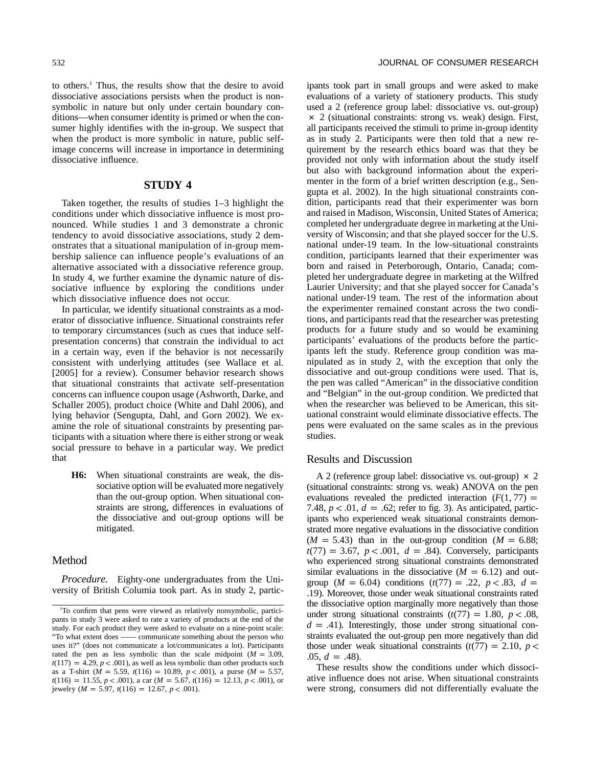to others.[1] Thus, the results show that the desire to avoid dissociative associations persists when the product is nonsymbolic in nature but only under certain boundary conditions—when consumer identity is primed or when the consumer highly identifies with the in-group. We suspect that when the product is more symbolic in nature, public self-image concerns will increase in importance in determining dissociative influence.

## STUDY 4

Taken together, the results of studies 1–3 highlight the conditions under which dissociative influence is most pronounced. While studies 1 and 3 demonstrate a chronic tendency to avoid dissociative associations, study 2 demonstrates that a situational manipulation of in-group membership salience can influence people's evaluations of an alternative associated with a dissociative reference group. In study 4, we further examine the dynamic nature of dissociative influence by exploring the conditions under which dissociative influence does not occur.

In particular, we identify situational constraints as a moderator of dissociative influence. Situational constraints refer to temporary circumstances (such as cues that induce self-presentation concerns) that constrain the individual to act in a certain way, even if the behavior is not necessarily consistent with underlying attitudes (see Wallace et al. [2005] for a review). Consumer behavior research shows that situational constraints that activate self-presentation concerns can influence coupon usage (Ashworth, Darke, and Schaller 2005), product choice (White and Dahl 2006), and lying behavior (Sengupta, Dahl, and Gorn 2002). We examine the role of situational constraints by presenting participants with a situation where there is either strong or weak social pressure to behave in a particular way. We predict that

**H6:** When situational constraints are weak, the dissociative option will be evaluated more negatively than the out-group option. When situational constraints are strong, differences in evaluations of the dissociative and out-group options will be mitigated.

### Method

*Procedure.* Eighty-one undergraduates from the University of British Columia took part. As in study 2, participants took part in small groups and were asked to make evaluations of a variety of stationery products. This study used a 2 (reference group label: dissociative vs. out-group) × 2 (situational constraints: strong vs. weak) design. First, all participants received the stimuli to prime in-group identity as in study 2. Participants were then told that a new requirement by the research ethics board was that they be provided not only with information about the study itself but also with background information about the experimenter in the form of a brief written description (e.g., Sengupta et al. 2002). In the high situational constraints condition, participants read that their experimenter was born and raised in Madison, Wisconsin, United States of America; completed her undergraduate degree in marketing at the University of Wisconsin; and that she played soccer for the U.S. national under-19 team. In the low-situational constraints condition, participants learned that their experimenter was born and raised in Peterborough, Ontario, Canada; completed her undergraduate degree in marketing at the Wilfred Laurier University; and that she played soccer for Canada's national under-19 team. The rest of the information about the experimenter remained constant across the two conditions, and participants read that the researcher was pretesting products for a future study and so would be examining participants' evaluations of the products before the participants left the study. Reference group condition was manipulated as in study 2, with the exception that only the dissociative and out-group conditions were used. That is, the pen was called "American" in the dissociative condition and "Belgian" in the out-group condition. We predicted that when the researcher was believed to be American, this situational constraint would eliminate dissociative effects. The pens were evaluated on the same scales as in the previous studies.

### Results and Discussion

A 2 (reference group label: dissociative vs. out-group) × 2 (situational constraints: strong vs. weak) ANOVA on the pen evaluations revealed the predicted interaction ($F(1, 77) = 7.48$, $p < .01$, $d = .62$; refer to fig. 3). As anticipated, participants who experienced weak situational constraints demonstrated more negative evaluations in the dissociative condition ($M = 5.43$) than in the out-group condition ($M = 6.88$; $t(77) = 3.67$, $p < .001$, $d = .84$). Conversely, participants who experienced strong situational constraints demonstrated similar evaluations in the dissociative ($M = 6.12$) and out-group ($M = 6.04$) conditions ($t(77) = .22$, $p < .83$, $d = .19$). Moreover, those under weak situational constraints rated the dissociative option marginally more negatively than those under strong situational constraints ($t(77) = 1.80$, $p < .08$, $d = .41$). Interestingly, those under strong situational constraints evaluated the out-group pen more negatively than did those under weak situational constraints ($t(77) = 2.10$, $p < .05$, $d = .48$).

These results show the conditions under which dissociative influence does not arise. When situational constraints were strong, consumers did not differentially evaluate the

[1] To confirm that pens were viewed as relatively nonsymbolic, participants in study 3 were asked to rate a variety of products at the end of the study. For each product they were asked to evaluate on a nine-point scale: "To what extent does —— communicate something about the person who uses it?" (does not communicate a lot/communicates a lot). Participants rated the pen as less symbolic than the scale midpoint ($M = 3.09$, $t(117) = 4.29$, $p < .001$), as well as less symbolic than other products such as a T-shirt ($M = 5.59$, $t(116) = 10.89$, $p < .001$), a purse ($M = 5.57$, $t(116) = 11.55$, $p < .001$), a car ($M = 5.67$, $t(116) = 12.13$, $p < .001$), or jewelry ($M = 5.97$, $t(116) = 12.67$, $p < .001$).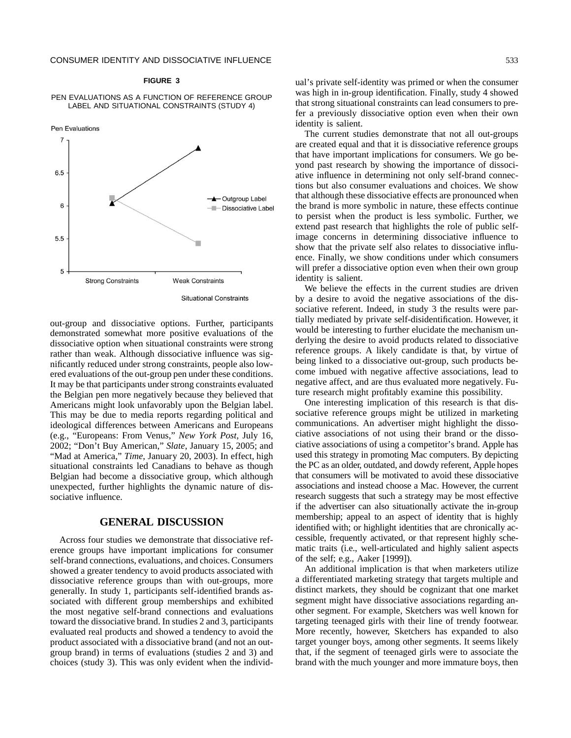**FIGURE 3**

PEN EVALUATIONS AS A FUNCTION OF REFERENCE GROUP LABEL AND SITUATIONAL CONSTRAINTS (STUDY 4)

Pen Evaluations

7

6.5

6

5.5

5

Strong Constraints

Weak Constraints

Situational Constraints

Outgroup Label

Dissociative Label

out-group and dissociative options. Further, participants demonstrated somewhat more positive evaluations of the dissociative option when situational constraints were strong rather than weak. Although dissociative influence was significantly reduced under strong constraints, people also lowered evaluations of the out-group pen under these conditions. It may be that participants under strong constraints evaluated the Belgian pen more negatively because they believed that Americans might look unfavorably upon the Belgian label. This may be due to media reports regarding political and ideological differences between Americans and Europeans (e.g., "Europeans: From Venus," *New York Post*, July 16, 2002; "Don't Buy American," *Slate*, January 15, 2005; and "Mad at America," *Time*, January 20, 2003). In effect, high situational constraints led Canadians to behave as though Belgian had become a dissociative group, which although unexpected, further highlights the dynamic nature of dissociative influence.

## GENERAL DISCUSSION

Across four studies we demonstrate that dissociative reference groups have important implications for consumer self-brand connections, evaluations, and choices. Consumers showed a greater tendency to avoid products associated with dissociative reference groups than with out-groups, more generally. In study 1, participants self-identified brands associated with different group memberships and exhibited the most negative self-brand connections and evaluations toward the dissociative brand. In studies 2 and 3, participants evaluated real products and showed a tendency to avoid the product associated with a dissociative brand (and not an out-group brand) in terms of evaluations (studies 2 and 3) and choices (study 3). This was only evident when the individual's private self-identity was primed or when the consumer was high in in-group identification. Finally, study 4 showed that strong situational constraints can lead consumers to prefer a previously dissociative option even when their own identity is salient.

The current studies demonstrate that not all out-groups are created equal and that it is dissociative reference groups that have important implications for consumers. We go beyond past research by showing the importance of dissociative influence in determining not only self-brand connections but also consumer evaluations and choices. We show that although these dissociative effects are pronounced when the brand is more symbolic in nature, these effects continue to persist when the product is less symbolic. Further, we extend past research that highlights the role of public self-image concerns in determining dissociative influence to show that the private self also relates to dissociative influence. Finally, we show conditions under which consumers will prefer a dissociative option even when their own group identity is salient.

We believe the effects in the current studies are driven by a desire to avoid the negative associations of the dissociative referent. Indeed, in study 3 the results were partially mediated by private self-disidentification. However, it would be interesting to further elucidate the mechanism underlying the desire to avoid products related to dissociative reference groups. A likely candidate is that, by virtue of being linked to a dissociative out-group, such products become imbued with negative affective associations, lead to negative affect, and are thus evaluated more negatively. Future research might profitably examine this possibility.

One interesting implication of this research is that dissociative reference groups might be utilized in marketing communications. An advertiser might highlight the dissociative associations of not using their brand or the dissociative associations of using a competitor's brand. Apple has used this strategy in promoting Mac computers. By depicting the PC as an older, outdated, and dowdy referent, Apple hopes that consumers will be motivated to avoid these dissociative associations and instead choose a Mac. However, the current research suggests that such a strategy may be most effective if the advertiser can also situationally activate the in-group membership; appeal to an aspect of identity that is highly identified with; or highlight identities that are chronically accessible, frequently activated, or that represent highly schematic traits (i.e., well-articulated and highly salient aspects of the self; e.g., Aaker [1999]).

An additional implication is that when marketers utilize a differentiated marketing strategy that targets multiple and distinct markets, they should be cognizant that one market segment might have dissociative associations regarding another segment. For example, Sketchers was well known for targeting teenaged girls with their line of trendy footwear. More recently, however, Sketchers has expanded to also target younger boys, among other segments. It seems likely that, if the segment of teenaged girls were to associate the brand with the much younger and more immature boys, then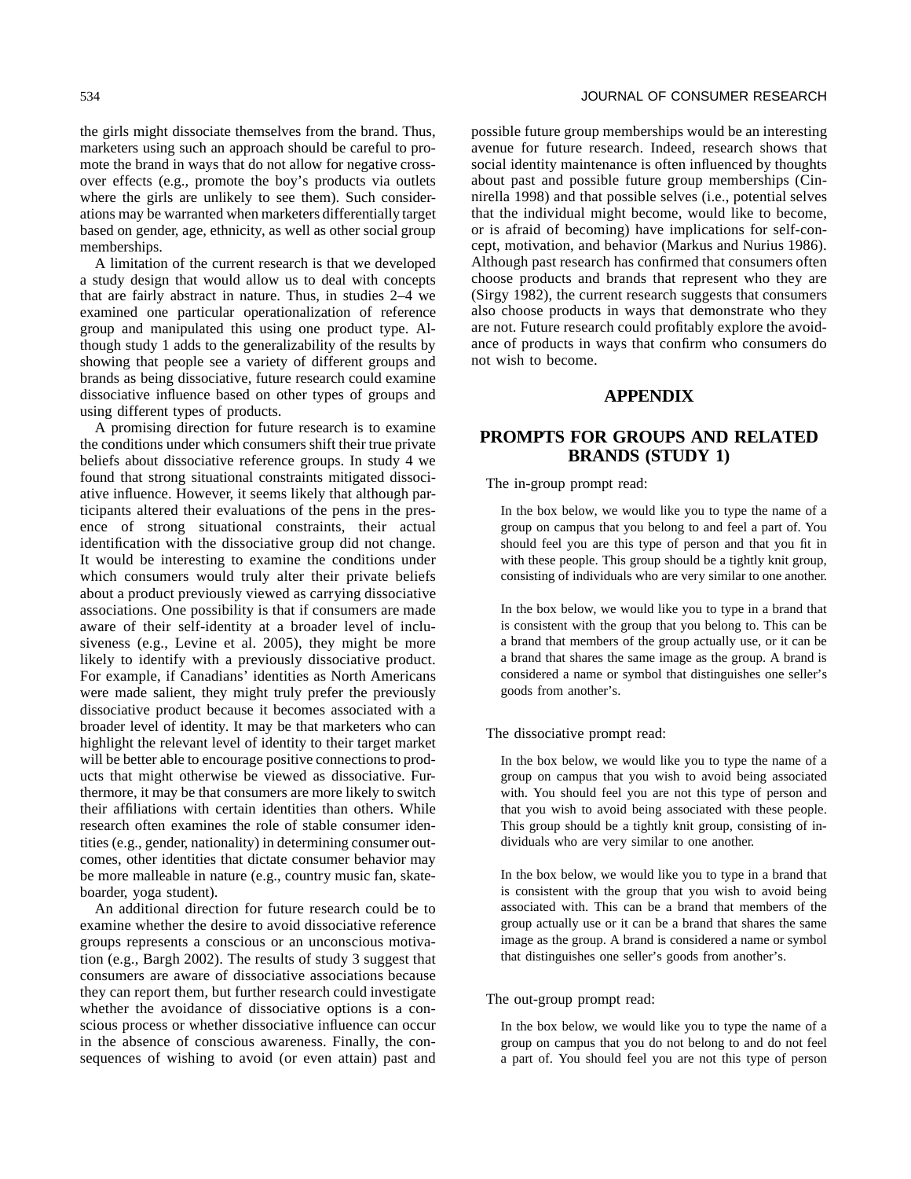the girls might dissociate themselves from the brand. Thus, marketers using such an approach should be careful to promote the brand in ways that do not allow for negative crossover effects (e.g., promote the boy's products via outlets where the girls are unlikely to see them). Such considerations may be warranted when marketers differentially target based on gender, age, ethnicity, as well as other social group memberships.

A limitation of the current research is that we developed a study design that would allow us to deal with concepts that are fairly abstract in nature. Thus, in studies 2–4 we examined one particular operationalization of reference group and manipulated this using one product type. Although study 1 adds to the generalizability of the results by showing that people see a variety of different groups and brands as being dissociative, future research could examine dissociative influence based on other types of groups and using different types of products.

A promising direction for future research is to examine the conditions under which consumers shift their true private beliefs about dissociative reference groups. In study 4 we found that strong situational constraints mitigated dissociative influence. However, it seems likely that although participants altered their evaluations of the pens in the presence of strong situational constraints, their actual identification with the dissociative group did not change. It would be interesting to examine the conditions under which consumers would truly alter their private beliefs about a product previously viewed as carrying dissociative associations. One possibility is that if consumers are made aware of their self-identity at a broader level of inclusiveness (e.g., Levine et al. 2005), they might be more likely to identify with a previously dissociative product. For example, if Canadians' identities as North Americans were made salient, they might truly prefer the previously dissociative product because it becomes associated with a broader level of identity. It may be that marketers who can highlight the relevant level of identity to their target market will be better able to encourage positive connections to products that might otherwise be viewed as dissociative. Furthermore, it may be that consumers are more likely to switch their affiliations with certain identities than others. While research often examines the role of stable consumer identities (e.g., gender, nationality) in determining consumer outcomes, other identities that dictate consumer behavior may be more malleable in nature (e.g., country music fan, skateboarder, yoga student).

An additional direction for future research could be to examine whether the desire to avoid dissociative reference groups represents a conscious or an unconscious motivation (e.g., Bargh 2002). The results of study 3 suggest that consumers are aware of dissociative associations because they can report them, but further research could investigate whether the avoidance of dissociative options is a conscious process or whether dissociative influence can occur in the absence of conscious awareness. Finally, the consequences of wishing to avoid (or even attain) past and possible future group memberships would be an interesting avenue for future research. Indeed, research shows that social identity maintenance is often influenced by thoughts about past and possible future group memberships (Cinnirella 1998) and that possible selves (i.e., potential selves that the individual might become, would like to become, or is afraid of becoming) have implications for self-concept, motivation, and behavior (Markus and Nurius 1986). Although past research has confirmed that consumers often choose products and brands that represent who they are (Sirgy 1982), the current research suggests that consumers also choose products in ways that demonstrate who they are not. Future research could profitably explore the avoidance of products in ways that confirm who consumers do not wish to become.

## APPENDIX

## PROMPTS FOR GROUPS AND RELATED BRANDS (STUDY 1)

The in-group prompt read:

> In the box below, we would like you to type the name of a group on campus that you belong to and feel a part of. You should feel you are this type of person and that you fit in with these people. This group should be a tightly knit group, consisting of individuals who are very similar to one another.
>
> In the box below, we would like you to type in a brand that is consistent with the group that you belong to. This can be a brand that members of the group actually use, or it can be a brand that shares the same image as the group. A brand is considered a name or symbol that distinguishes one seller's goods from another's.

The dissociative prompt read:

> In the box below, we would like you to type the name of a group on campus that you wish to avoid being associated with. You should feel you are not this type of person and that you wish to avoid being associated with these people. This group should be a tightly knit group, consisting of individuals who are very similar to one another.
>
> In the box below, we would like you to type in a brand that is consistent with the group that you wish to avoid being associated with. This can be a brand that members of the group actually use or it can be a brand that shares the same image as the group. A brand is considered a name or symbol that distinguishes one seller's goods from another's.

The out-group prompt read:

> In the box below, we would like you to type the name of a group on campus that you do not belong to and do not feel a part of. You should feel you are not this type of person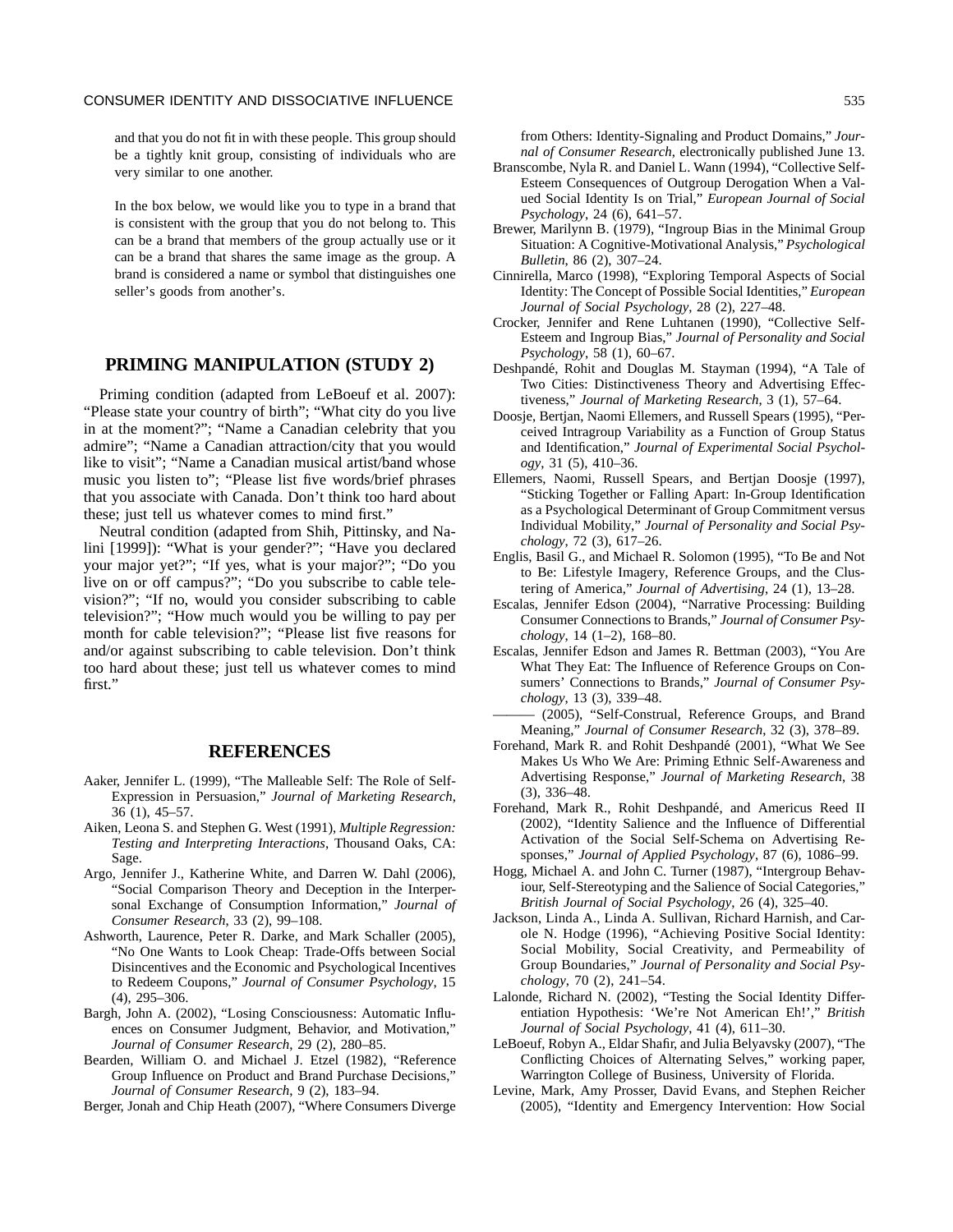and that you do not fit in with these people. This group should be a tightly knit group, consisting of individuals who are very similar to one another.

In the box below, we would like you to type in a brand that is consistent with the group that you do not belong to. This can be a brand that members of the group actually use or it can be a brand that shares the same image as the group. A brand is considered a name or symbol that distinguishes one seller's goods from another's.

## PRIMING MANIPULATION (STUDY 2)

Priming condition (adapted from LeBoeuf et al. 2007): "Please state your country of birth"; "What city do you live in at the moment?"; "Name a Canadian celebrity that you admire"; "Name a Canadian attraction/city that you would like to visit"; "Name a Canadian musical artist/band whose music you listen to"; "Please list five words/brief phrases that you associate with Canada. Don't think too hard about these; just tell us whatever comes to mind first."

Neutral condition (adapted from Shih, Pittinsky, and Nalini [1999]): "What is your gender?"; "Have you declared your major yet?"; "If yes, what is your major?"; "Do you live on or off campus?"; "Do you subscribe to cable television?"; "If no, would you consider subscribing to cable television?"; "How much would you be willing to pay per month for cable television?"; "Please list five reasons for and/or against subscribing to cable television. Don't think too hard about these; just tell us whatever comes to mind first."

## REFERENCES

Aaker, Jennifer L. (1999), "The Malleable Self: The Role of Self-Expression in Persuasion," *Journal of Marketing Research*, 36 (1), 45–57.

Aiken, Leona S. and Stephen G. West (1991), *Multiple Regression: Testing and Interpreting Interactions*, Thousand Oaks, CA: Sage.

Argo, Jennifer J., Katherine White, and Darren W. Dahl (2006), "Social Comparison Theory and Deception in the Interpersonal Exchange of Consumption Information," *Journal of Consumer Research*, 33 (2), 99–108.

Ashworth, Laurence, Peter R. Darke, and Mark Schaller (2005), "No One Wants to Look Cheap: Trade-Offs between Social Disincentives and the Economic and Psychological Incentives to Redeem Coupons," *Journal of Consumer Psychology*, 15 (4), 295–306.

Bargh, John A. (2002), "Losing Consciousness: Automatic Influences on Consumer Judgment, Behavior, and Motivation," *Journal of Consumer Research*, 29 (2), 280–85.

Bearden, William O. and Michael J. Etzel (1982), "Reference Group Influence on Product and Brand Purchase Decisions," *Journal of Consumer Research*, 9 (2), 183–94.

Berger, Jonah and Chip Heath (2007), "Where Consumers Diverge from Others: Identity-Signaling and Product Domains," *Journal of Consumer Research*, electronically published June 13.

Branscombe, Nyla R. and Daniel L. Wann (1994), "Collective Self-Esteem Consequences of Outgroup Derogation When a Valued Social Identity Is on Trial," *European Journal of Social Psychology*, 24 (6), 641–57.

Brewer, Marilynn B. (1979), "Ingroup Bias in the Minimal Group Situation: A Cognitive-Motivational Analysis," *Psychological Bulletin*, 86 (2), 307–24.

Cinnirella, Marco (1998), "Exploring Temporal Aspects of Social Identity: The Concept of Possible Social Identities," *European Journal of Social Psychology*, 28 (2), 227–48.

Crocker, Jennifer and Rene Luhtanen (1990), "Collective Self-Esteem and Ingroup Bias," *Journal of Personality and Social Psychology*, 58 (1), 60–67.

Deshpandé, Rohit and Douglas M. Stayman (1994), "A Tale of Two Cities: Distinctiveness Theory and Advertising Effectiveness," *Journal of Marketing Research*, 3 (1), 57–64.

Doosje, Bertjan, Naomi Ellemers, and Russell Spears (1995), "Perceived Intragroup Variability as a Function of Group Status and Identification," *Journal of Experimental Social Psychology*, 31 (5), 410–36.

Ellemers, Naomi, Russell Spears, and Bertjan Doosje (1997), "Sticking Together or Falling Apart: In-Group Identification as a Psychological Determinant of Group Commitment versus Individual Mobility," *Journal of Personality and Social Psychology*, 72 (3), 617–26.

Englis, Basil G., and Michael R. Solomon (1995), "To Be and Not to Be: Lifestyle Imagery, Reference Groups, and the Clustering of America," *Journal of Advertising*, 24 (1), 13–28.

Escalas, Jennifer Edson (2004), "Narrative Processing: Building Consumer Connections to Brands," *Journal of Consumer Psychology*, 14 (1–2), 168–80.

Escalas, Jennifer Edson and James R. Bettman (2003), "You Are What They Eat: The Influence of Reference Groups on Consumers' Connections to Brands," *Journal of Consumer Psychology*, 13 (3), 339–48.

——— (2005), "Self-Construal, Reference Groups, and Brand Meaning," *Journal of Consumer Research*, 32 (3), 378–89.

Forehand, Mark R. and Rohit Deshpandé (2001), "What We See Makes Us Who We Are: Priming Ethnic Self-Awareness and Advertising Response," *Journal of Marketing Research*, 38 (3), 336–48.

Forehand, Mark R., Rohit Deshpandé, and Americus Reed II (2002), "Identity Salience and the Influence of Differential Activation of the Social Self-Schema on Advertising Responses," *Journal of Applied Psychology*, 87 (6), 1086–99.

Hogg, Michael A. and John C. Turner (1987), "Intergroup Behaviour, Self-Stereotyping and the Salience of Social Categories," *British Journal of Social Psychology*, 26 (4), 325–40.

Jackson, Linda A., Linda A. Sullivan, Richard Harnish, and Carole N. Hodge (1996), "Achieving Positive Social Identity: Social Mobility, Social Creativity, and Permeability of Group Boundaries," *Journal of Personality and Social Psychology*, 70 (2), 241–54.

Lalonde, Richard N. (2002), "Testing the Social Identity Differentiation Hypothesis: 'We're Not American Eh!'," *British Journal of Social Psychology*, 41 (4), 611–30.

LeBoeuf, Robyn A., Eldar Shafir, and Julia Belyavsky (2007), "The Conflicting Choices of Alternating Selves," working paper, Warrington College of Business, University of Florida.

Levine, Mark, Amy Prosser, David Evans, and Stephen Reicher (2005), "Identity and Emergency Intervention: How Social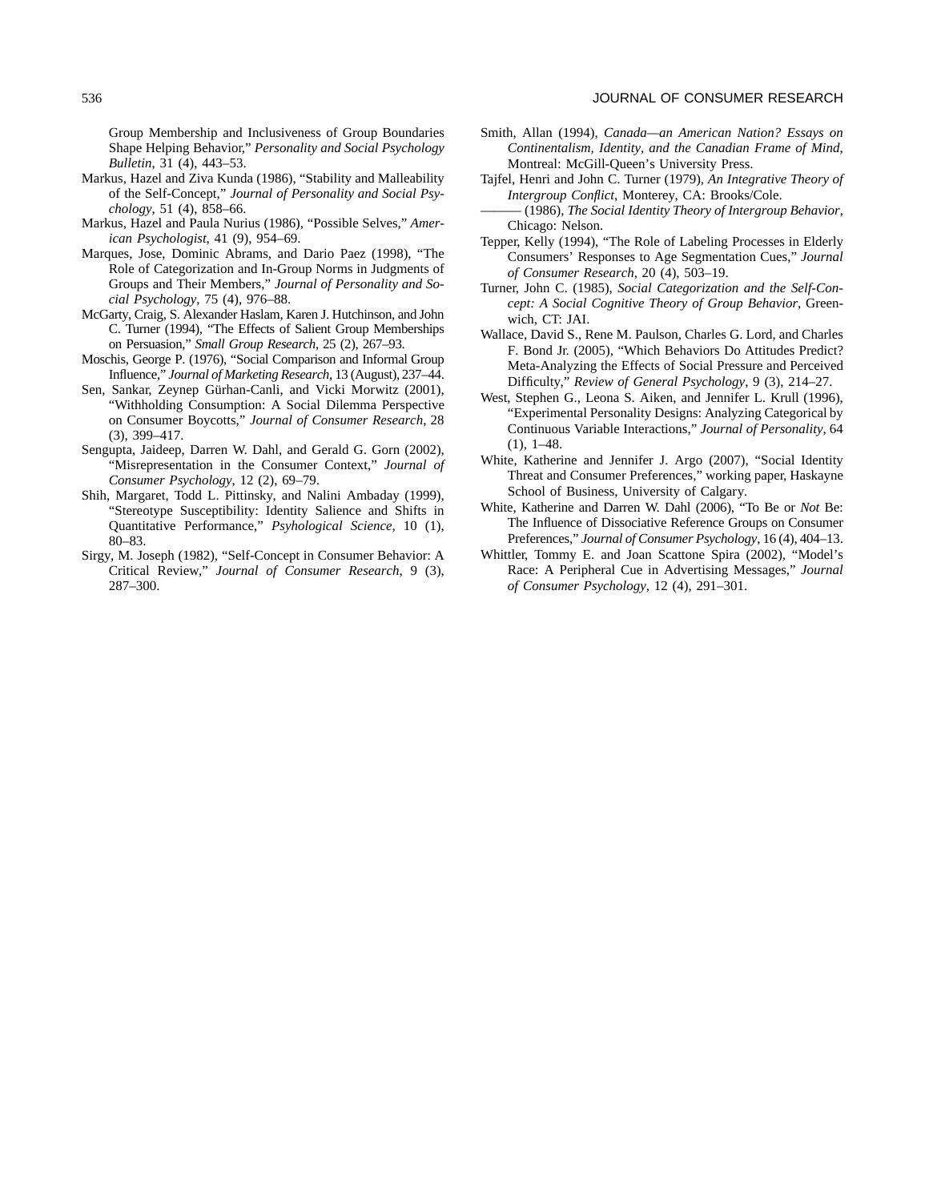Group Membership and Inclusiveness of Group Boundaries Shape Helping Behavior," *Personality and Social Psychology Bulletin*, 31 (4), 443–53.

Markus, Hazel and Ziva Kunda (1986), "Stability and Malleability of the Self-Concept," *Journal of Personality and Social Psychology*, 51 (4), 858–66.

Markus, Hazel and Paula Nurius (1986), "Possible Selves," *American Psychologist*, 41 (9), 954–69.

Marques, Jose, Dominic Abrams, and Dario Paez (1998), "The Role of Categorization and In-Group Norms in Judgments of Groups and Their Members," *Journal of Personality and Social Psychology*, 75 (4), 976–88.

McGarty, Craig, S. Alexander Haslam, Karen J. Hutchinson, and John C. Turner (1994), "The Effects of Salient Group Memberships on Persuasion," *Small Group Research*, 25 (2), 267–93.

Moschis, George P. (1976), "Social Comparison and Informal Group Influence," *Journal of Marketing Research*, 13 (August), 237–44.

Sen, Sankar, Zeynep Gürhan-Canli, and Vicki Morwitz (2001), "Withholding Consumption: A Social Dilemma Perspective on Consumer Boycotts," *Journal of Consumer Research*, 28 (3), 399–417.

Sengupta, Jaideep, Darren W. Dahl, and Gerald G. Gorn (2002), "Misrepresentation in the Consumer Context," *Journal of Consumer Psychology*, 12 (2), 69–79.

Shih, Margaret, Todd L. Pittinsky, and Nalini Ambaday (1999), "Stereotype Susceptibility: Identity Salience and Shifts in Quantitative Performance," *Psyhological Science*, 10 (1), 80–83.

Sirgy, M. Joseph (1982), "Self-Concept in Consumer Behavior: A Critical Review," *Journal of Consumer Research*, 9 (3), 287–300.

Smith, Allan (1994), *Canada—an American Nation? Essays on Continentalism, Identity, and the Canadian Frame of Mind*, Montreal: McGill-Queen's University Press.

Tajfel, Henri and John C. Turner (1979), *An Integrative Theory of Intergroup Conflict*, Monterey, CA: Brooks/Cole.

——— (1986), *The Social Identity Theory of Intergroup Behavior*, Chicago: Nelson.

Tepper, Kelly (1994), "The Role of Labeling Processes in Elderly Consumers' Responses to Age Segmentation Cues," *Journal of Consumer Research*, 20 (4), 503–19.

Turner, John C. (1985), *Social Categorization and the Self-Concept: A Social Cognitive Theory of Group Behavior*, Greenwich, CT: JAI.

Wallace, David S., Rene M. Paulson, Charles G. Lord, and Charles F. Bond Jr. (2005), "Which Behaviors Do Attitudes Predict? Meta-Analyzing the Effects of Social Pressure and Perceived Difficulty," *Review of General Psychology*, 9 (3), 214–27.

West, Stephen G., Leona S. Aiken, and Jennifer L. Krull (1996), "Experimental Personality Designs: Analyzing Categorical by Continuous Variable Interactions," *Journal of Personality*, 64 (1), 1–48.

White, Katherine and Jennifer J. Argo (2007), "Social Identity Threat and Consumer Preferences," working paper, Haskayne School of Business, University of Calgary.

White, Katherine and Darren W. Dahl (2006), "To Be or *Not* Be: The Influence of Dissociative Reference Groups on Consumer Preferences," *Journal of Consumer Psychology*, 16 (4), 404–13.

Whittler, Tommy E. and Joan Scattone Spira (2002), "Model's Race: A Peripheral Cue in Advertising Messages," *Journal of Consumer Psychology*, 12 (4), 291–301.